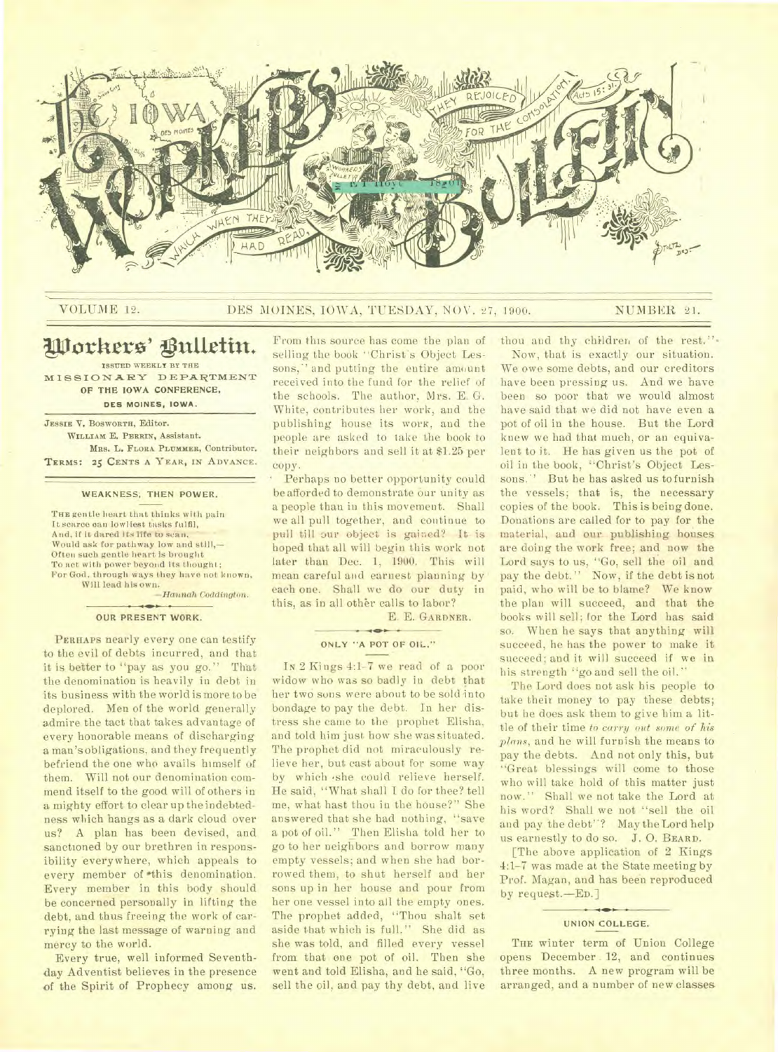# The Iowa Workers' Bulletin

VOLUME 12. DES MOINES, IOWA, TUESDAY, NOV. 27, 1900. NUMBER 21.

## Workers' Bulletin.

ISSUED WEEKLY BY THE MISSIONARY DEPARTMENT OF THE IOWA CONFERENCE, DES MOINES, IOWA.

JESSIE V. BOSWORTH, Editor.
WILLIAM E. PERRIN, Assistant.
MRS. L. FLORA PLUMMER, Contributor.
TERMS: 25 CENTS A YEAR, IN ADVANCE.

### WEAKNESS, THEN POWER.

The gentle heart that thinks with pain
It scarce can lowliest tasks fulfil,
And, if it dared its life to scan,
Would ask for pathway low and still,—
Often such gentle heart is brought
To act with power beyond its thought;
For God, through ways they have not known,
Will lead his own.

—*Hannah Coddington.*

### OUR PRESENT WORK.

PERHAPS nearly every one can testify to the evil of debts incurred, and that it is better to "pay as you go." That the denomination is heavily in debt in its business with the world is more to be deplored. Men of the world generally admire the tact that takes advantage of every honorable means of discharging a man's obligations, and they frequently befriend the one who avails himself of them. Will not our denomination commend itself to the good will of others in a mighty effort to clear up the indebtedness which hangs as a dark cloud over us? A plan has been devised, and sanctioned by our brethren in responsibility everywhere, which appeals to every member of this denomination. Every member in this body should be concerned personally in lifting the debt, and thus freeing the work of carrying the last message of warning and mercy to the world.

Every true, well informed Seventh-day Adventist believes in the presence of the Spirit of Prophecy among us. From this source has come the plan of selling the book "Christ's Object Lessons," and putting the entire amount received into the fund for the relief of the schools. The author, Mrs. E. G. White, contributes her work, and the publishing house its work, and the people are asked to take the book to their neighbors and sell it at $1.25 per copy.

Perhaps no better opportunity could be afforded to demonstrate our unity as a people than in this movement. Shall we all pull together, and continue to pull till our object is gained? It is hoped that all will begin this work not later than Dec. 1, 1900. This will mean careful and earnest planning by each one. Shall we do our duty in this, as in all other calls to labor?

E. E. GARDNER.

### ONLY "A POT OF OIL."

IN 2 Kings 4:1-7 we read of a poor widow who was so badly in debt that her two sons were about to be sold into bondage to pay the debt. In her distress she came to the prophet Elisha, and told him just how she was situated. The prophet did not miraculously relieve her, but cast about for some way by which she could relieve herself. He said, "What shall I do for thee? tell me, what hast thou in the house?" She answered that she had nothing, "save a pot of oil." Then Elisha told her to go to her neighbors and borrow many empty vessels; and when she had borrowed them, to shut herself and her sons up in her house and pour from her one vessel into all the empty ones. The prophet added, "Thou shalt set aside that which is full." She did as she was told, and filled every vessel from that one pot of oil. Then she went and told Elisha, and he said, "Go, sell the oil, and pay thy debt, and live thou and thy children of the rest."

Now, that is exactly our situation. We owe some debts, and our creditors have been pressing us. And we have been so poor that we would almost have said that we did not have even a pot of oil in the house. But the Lord knew we had that much, or an equivalent to it. He has given us the pot of oil in the book, "Christ's Object Lessons." But he has asked us to furnish the vessels; that is, the necessary copies of the book. This is being done. Donations are called for to pay for the material, and our publishing houses are doing the work free; and now the Lord says to us, "Go, sell the oil and pay the debt." Now, if the debt is not paid, who will be to blame? We know the plan will succeed, and that the books will sell; for the Lord has said so. When he says that anything will succeed, he has the power to make it succeed; and it will succeed if we in his strength "go and sell the oil."

The Lord does not ask his people to take their money to pay these debts; but he does ask them to give him a little of their time *to carry out some of his plans*, and he will furnish the means to pay the debts. And not only this, but "Great blessings will come to those who will take hold of this matter just now." Shall we not take the Lord at his word? Shall we not "sell the oil and pay the debt"? May the Lord help us earnestly to do so. J. O. BEARD.

[The above application of 2 Kings 4:1-7 was made at the State meeting by Prof. Magan, and has been reproduced by request.—ED.]

### UNION COLLEGE.

THE winter term of Union College opens December 12, and continues three months. A new program will be arranged, and a number of new classes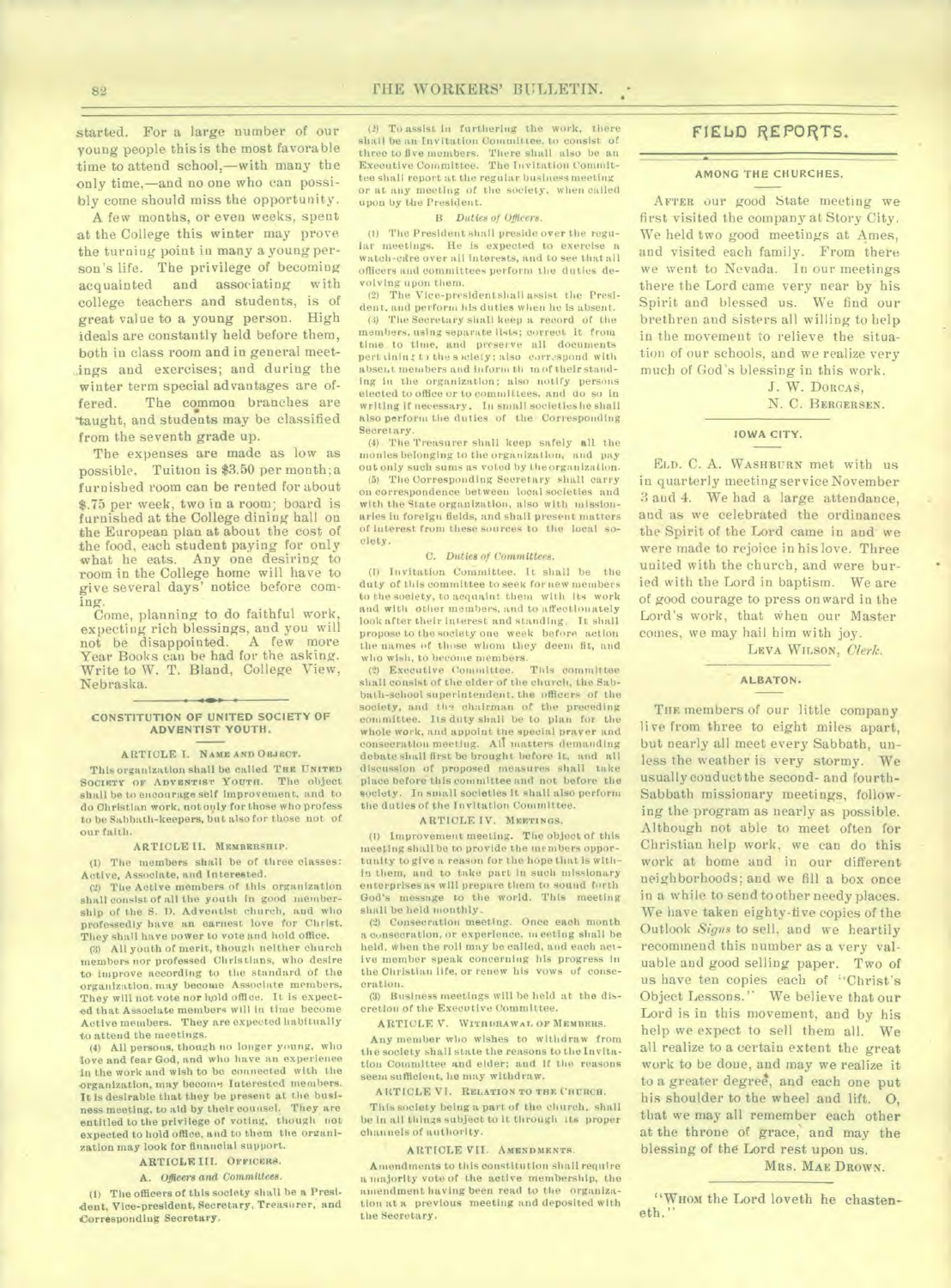started. For a large number of our young people this is the most favorable time to attend school,—with many the only time,—and no one who can possibly come should miss the opportunity.

A few months, or even weeks, spent at the College this winter may prove the turning point in many a young person's life. The privilege of becoming acquainted and associating with college teachers and students, is of great value to a young person. High ideals are constantly held before them, both in class room and in general meetings and exercises; and during the winter term special advantages are offered. The common branches are taught, and students may be classified from the seventh grade up.

The expenses are made as low as possible. Tuition is $3.50 per month; a furnished room can be rented for about $.75 per week, two in a room; board is furnished at the College dining hall on the European plan at about the cost of the food, each student paying for only what he eats. Any one desiring to room in the College home will have to give several days' notice before coming.

Come, planning to do faithful work, expecting rich blessings, and you will not be disappointed. A few more Year Books can be had for the asking. Write to W. T. Bland, College View, Nebraska.

## CONSTITUTION OF UNITED SOCIETY OF ADVENTIST YOUTH.

### ARTICLE I. NAME AND OBJECT.

This organization shall be called THE UNITED SOCIETY OF ADVENTIST YOUTH. The object shall be to encourage self improvement, and to do Christian work, not only for those who profess to be Sabbath-keepers, but also for those not of our faith.

### ARTICLE II. MEMBERSHIP.

(1) The members shall be of three classes: Active, Associate, and Interested.

(2) The Active members of this organization shall consist of all the youth in good membership of the S. D. Adventist church, and who professedly have an earnest love for Christ. They shall have power to vote and hold office.

(3) All youth of merit, though neither church members nor professed Christians, who desire to improve according to the standard of the organization, may become Associate members. They will not vote nor hold office. It is expected that Associate members will in time become Active members. They are expected habitually to attend the meetings.

(4) All persons, though no longer young, who love and fear God, and who have an experience in the work and wish to be connected with the organization, may become Interested members. It is desirable that they be present at the business meeting, to aid by their counsel. They are entitled to the privilege of voting, though not expected to hold office, and to them the organization may look for financial support.

### ARTICLE III. OFFICERS.

#### A. *Officers and Committees.*

(1) The officers of this society shall be a President, Vice-president, Secretary, Treasurer, and Corresponding Secretary.

(2) To assist in furthering the work, there shall be an Invitation Committee, to consist of three to five members. There shall also be an Executive Committee. The Invitation Committee shall report at the regular business meeting or at any meeting of the society, when called upon by the President.

#### B. *Duties of Officers.*

(1) The President shall preside over the regular meetings. He is expected to exercise a watch-care over all interests, and to see that all officers and committees perform the duties devolving upon them.

(2) The Vice-president shall assist the President, and perform his duties when he is absent.

(3) The Secretary shall keep a record of the members, using separate lists; correct it from time to time, and preserve all documents pertaining to the society; also correspond with absent members and inform them of their standing in the organization; also notify persons elected to office or to committees, and do so in writing if necessary. In small societies he shall also perform the duties of the Corresponding Secretary.

(4) The Treasurer shall keep safely all the monies belonging to the organization, and pay out only such sums as voted by the organization.

(5) The Corresponding Secretary shall carry on correspondence between local societies and with the State organization, also with missionaries in foreign fields, and shall present matters of interest from these sources to the local society.

#### C. *Duties of Committees.*

(1) Invitation Committee. It shall be the duty of this committee to seek for new members to the society, to acquaint them with its work and with other members, and to affectionately look after their interest and standing. It shall propose to the society one week before action the names of those whom they deem fit, and who wish, to become members.

(2) Executive Committee. This committee shall consist of the elder of the church, the Sabbath-school superintendent, the officers of the society, and the chairman of the preceding committee. Its duty shall be to plan for the whole work, and appoint the special prayer and consecration meeting. All matters demanding debate shall first be brought before it, and all discussion of proposed measures shall take place before this committee and not before the society. In small societies it shall also perform the duties of the Invitation Committee.

### ARTICLE IV. MEETINGS.

(1) Improvement meeting. The object of this meeting shall be to provide the members opportunity to give a reason for the hope that is within them, and to take part in such missionary enterprises as will prepare them to sound forth God's message to the world. This meeting shall be held monthly.

(2) Consecration meeting. Once each month a consecration, or experience, meeting shall be held, when the roll may be called, and each active member speak concerning his progress in the Christian life, or renew his vows of consecration.

(3) Business meetings will be held at the discretion of the Executive Committee.

### ARTICLE V. WITHDRAWAL OF MEMBERS.

Any member who wishes to withdraw from the society shall state the reasons to the Invitation Committee and elder; and if the reasons seem sufficient, he may withdraw.

### ARTICLE VI. RELATION TO THE CHURCH.

This society being a part of the church, shall be in all things subject to it through its proper channels of authority.

### ARTICLE VII. AMENDMENTS.

Amendments to this constitution shall require a majority vote of the active membership, the amendment having been read to the organization at a previous meeting and deposited with the Secretary.

# FIELD REPORTS.

## AMONG THE CHURCHES.

AFTER our good State meeting we first visited the company at Story City. We held two good meetings at Ames, and visited each family. From there we went to Nevada. In our meetings there the Lord came very near by his Spirit and blessed us. We find our brethren and sisters all willing to help in the movement to relieve the situation of our schools, and we realize very much of God's blessing in this work.

J. W. DORCAS,
N. C. BERGERSEN.

## IOWA CITY.

ELD. C. A. WASHBURN met with us in quarterly meeting service November 3 and 4. We had a large attendance, and as we celebrated the ordinances the Spirit of the Lord came in and we were made to rejoice in his love. Three united with the church, and were buried with the Lord in baptism. We are of good courage to press onward in the Lord's work, that when our Master comes, we may hail him with joy.

LEVA WILSON, *Clerk.*

## ALBATON.

THE members of our little company live from three to eight miles apart, but nearly all meet every Sabbath, unless the weather is very stormy. We usually conduct the second- and fourth-Sabbath missionary meetings, following the program as nearly as possible. Although not able to meet often for Christian help work, we can do this work at home and in our different neighborhoods; and we fill a box once in a while to send to other needy places. We have taken eighty-five copies of the Outlook *Signs* to sell, and we heartily recommend this number as a very valuable and good selling paper. Two of us have ten copies each of "Christ's Object Lessons." We believe that our Lord is in this movement, and by his help we expect to sell them all. We all realize to a certain extent the great work to be done, and may we realize it to a greater degree, and each one put his shoulder to the wheel and lift. O, that we may all remember each other at the throne of grace, and may the blessing of the Lord rest upon us.

MRS. MAE DROWN.

"WHOM the Lord loveth he chasteneth."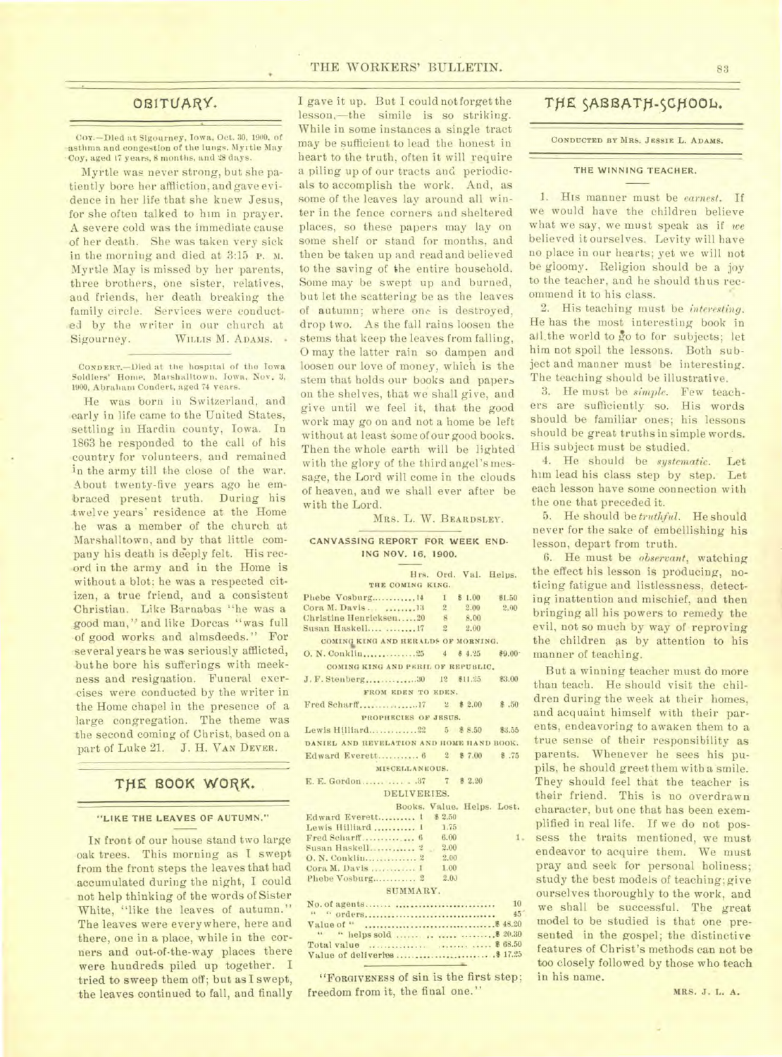## OBITUARY.

COY.—Died at Sigourney, Iowa, Oct. 30, 1900, of asthma and congestion of the lungs, Myrtle May Coy, aged 17 years, 8 months, and 28 days.

Myrtle was never strong, but she patiently bore her affliction, and gave evidence in her life that she knew Jesus, for she often talked to him in prayer. A severe cold was the immediate cause of her death. She was taken very sick in the morning and died at 3:15 P. M. Myrtle May is missed by her parents, three brothers, one sister, relatives, and friends, her death breaking the family circle. Services were conducted by the writer in our church at Sigourney. WILLIS M. ADAMS.

CONDERT.—Died at the hospital of the Iowa Soldiers' Home, Marshalltown, Iowa, Nov. 3, 1900, Abraham Condert, aged 74 years.

He was born in Switzerland, and early in life came to the United States, settling in Hardin county, Iowa. In 1863 he responded to the call of his country for volunteers, and remained in the army till the close of the war. About twenty-five years ago he embraced present truth. During his twelve years' residence at the Home he was a member of the church at Marshalltown, and by that little company his death is deeply felt. His record in the army and in the Home is without a blot; he was a respected citizen, a true friend, and a consistent Christian. Like Barnabas "he was a good man," and like Dorcas "was full of good works and almsdeeds." For several years he was seriously afflicted, but he bore his sufferings with meekness and resignation. Funeral exercises were conducted by the writer in the Home chapel in the presence of a large congregation. The theme was the second coming of Christ, based on a part of Luke 21. J. H. VAN DEVER.

## THE BOOK WORK.

### "LIKE THE LEAVES OF AUTUMN."

IN front of our house stand two large oak trees. This morning as I swept from the front steps the leaves that had accumulated during the night, I could not help thinking of the words of Sister White, "like the leaves of autumn." The leaves were everywhere, here and there, one in a place, while in the corners and out-of-the-way places there were hundreds piled up together. I tried to sweep them off; but as I swept, the leaves continued to fall, and finally I gave it up. But I could not forget the lesson,—the simile is so striking. While in some instances a single tract may be sufficient to lead the honest in heart to the truth, often it will require a piling up of our tracts and periodicals to accomplish the work. And, as some of the leaves lay around all winter in the fence corners and sheltered places, so these papers may lay on some shelf or stand for months, and then be taken up and read and believed to the saving of the entire household. Some may be swept up and burned, but let the scattering be as the leaves of autumn; where one is destroyed, drop two. As the fall rains loosen the stems that keep the leaves from falling, O may the latter rain so dampen and loosen our love of money, which is the stem that holds our books and papers on the shelves, that we shall give, and give until we feel it, that the good work may go on and not a home be left without at least some of our good books. Then the whole earth will be lighted with the glory of the third angel's message, the Lord will come in the clouds of heaven, and we shall ever after be with the Lord.

MRS. L. W. BEARDSLEY.

### CANVASSING REPORT FOR WEEK ENDING NOV. 16, 1900.

| | Hrs. | Ord. | Val. | Helps. |
|---|---|---|---|---|
| **THE COMING KING.** | | | | |
| Phebe Vosburg | 14 | 1 | $ 1.00 | $1.50 |
| Cora M. Davis | 13 | 2 | 2.00 | 2.00 |
| Christine Henricksen | 20 | 8 | 8.00 | |
| Susan Haskell | 17 | 2 | 2.00 | |
| **COMING KING AND HERALDS OF MORNING.** | | | | |
| O. N. Conklin | 25 | 4 | $ 4.25 | $9.00 |
| **COMING KING AND PERIL OF REPUBLIC.** | | | | |
| J. F. Stenberg | 30 | 12 | $11.25 | $3.00 |
| **FROM EDEN TO EDEN.** | | | | |
| Fred Scharff | 17 | 2 | $ 2.00 | $ .50 |
| **PROPHECIES OF JESUS.** | | | | |
| Lewis Hilliard | 22 | 5 | $ 8.50 | $3.55 |
| **DANIEL AND REVELATION AND HOME HAND BOOK.** | | | | |
| Edward Everett | 6 | 2 | $ 7.00 | $ .75 |
| **MISCELLANEOUS.** | | | | |
| E. E. Gordon | 37 | 7 | $ 2.20 | |

**DELIVERIES.**

| | Books. | Value. | Helps. | Lost. |
|---|---|---|---|---|
| Edward Everett | 1 | $ 2.50 | | |
| Lewis Hilliard | 1 | 1.75 | | |
| Fred Scharff | 6 | 6.00 | | 1. |
| Susan Haskell | 2 | 2.00 | | |
| O. N. Conklin | 2 | 2.00 | | |
| Cora M. Davis | 1 | 1.00 | | |
| Phebe Vosburg | 2 | 2.00 | | |

**SUMMARY.**

| | |
|---|---|
| No. of agents | 10 |
| " " orders | 45 |
| Value of " | $ 48.20 |
| " " helps sold | $ 20.30 |
| Total value | $ 68.50 |
| Value of deliveries | $ 17.25 |

"FORGIVENESS of sin is the first step; freedom from it, the final one."

## THE SABBATH-SCHOOL.

CONDUCTED BY MRS. JESSIE L. ADAMS.

### THE WINNING TEACHER.

1. His manner must be *earnest*. If we would have the children believe what we say, we must speak as if *we* believed it ourselves. Levity will have no place in our hearts; yet we will not be gloomy. Religion should be a joy to the teacher, and he should thus recommend it to his class.

2. His teaching must be *interesting*. He has the most interesting book in all the world to go to for subjects; let him not spoil the lessons. Both subject and manner must be interesting. The teaching should be illustrative.

3. He must be *simple*. Few teachers are sufficiently so. His words should be familiar ones; his lessons should be great truths in simple words. His subject must be studied.

4. He should be *systematic*. Let him lead his class step by step. Let each lesson have some connection with the one that preceded it.

5. He should be *truthful*. He should never for the sake of embellishing his lesson, depart from truth.

6. He must be *observant*, watching the effect his lesson is producing, noticing fatigue and listlessness, detecting inattention and mischief, and then bringing all his powers to remedy the evil, not so much by way of reproving the children as by attention to his manner of teaching.

But a winning teacher must do more than teach. He should visit the children during the week at their homes, and acquaint himself with their parents, endeavoring to awaken them to a true sense of their responsibility as parents. Whenever he sees his pupils, he should greet them with a smile. They should feel that the teacher is their friend. This is no overdrawn character, but one that has been exemplified in real life. If we do not possess the traits mentioned, we must endeavor to acquire them. We must pray and seek for personal holiness; study the best models of teaching; give ourselves thoroughly to the work, and we shall be successful. The great model to be studied is that one presented in the gospel; the distinctive features of Christ's methods can not be too closely followed by those who teach in his name.

MRS. J. L. A.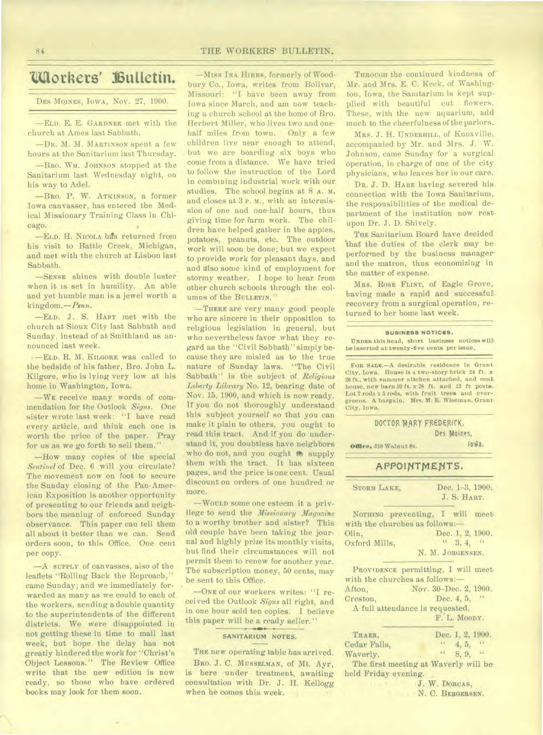# Workers' Bulletin.

DES MOINES, IOWA, NOV. 27, 1900.

—ELD. E. E. GARDNER met with the church at Ames last Sabbath.

—DR. M. M. MARTINSON spent a few hours at the Sanitarium last Thursday.

—BRO. WM. JOHNSON stopped at the Sanitarium last Wednesday night, on his way to Adel.

—BRO. P. W. ATKINSON, a former Iowa canvasser, has entered the Medical Missionary Training Class in Chicago.

—ELD. H. NICOLA has returned from his visit to Battle Creek, Michigan, and met with the church at Lisbon last Sabbath.

—SENSE shines with double luster when it is set in humility. An able and yet humble man is a jewel worth a kingdom.—*Penn.*

—ELD. J. S. HART met with the church at Sioux City last Sabbath and Sunday, instead of at Smithland as announced last week.

—ELD. R. M. KILGORE was called to the bedside of his father, Bro. John L. Kilgore, who is lying very low at his home in Washington, Iowa.

—WE receive many words of commendation for the Outlook *Signs*. One sister wrote last week: "I have read every article, and think each one is worth the price of the paper. Pray for us as we go forth to sell them."

—How many copies of the special *Sentinel* of Dec. 6 will you circulate? The movement now on foot to secure the Sunday closing of the Pan-American Exposition is another opportunity of presenting to our friends and neighbors the meaning of enforced Sunday observance. This paper can tell them all about it better than we can. Send orders soon, to this Office. One cent per copy.

—A SUPPLY of canvasses, also of the leaflets "Rolling Back the Reproach," came Sunday; and we immediately forwarded as many as we could to each of the workers, sending a double quantity to the superintendents of the different districts. We were disappointed in not getting these in time to mail last week, but hope the delay has not greatly hindered the work for "Christ's Object Lessons." The Review Office write that the new edition is now ready, so those who have ordered books may look for them soon.

—MISS INA HIBBS, formerly of Woodbury Co., Iowa, writes from Bolivar, Missouri: "I have been away from Iowa since March, and am now teaching a church school at the home of Bro. Herbert Miller, who lives two and one-half miles from town. Only a few children live near enough to attend, but we are boarding six boys who come from a distance. We have tried to follow the instruction of the Lord in combining industrial work with our studies. The school begins at 8 A. M. and closes at 3 P. M., with an intermission of one and one-half hours, thus giving time for farm work. The children have helped gather in the apples, potatoes, peanuts, etc. The outdoor work will soon be done; but we expect to provide work for pleasant days, and also some kind of employment for stormy weather. I hope to hear from other church schools through the columns of the BULLETIN."

—THERE are very many good people who are sincere in their opposition to religious legislation in general, but who nevertheless favor what they regard as the "Civil Sabbath" simply because they are misled as to the true nature of Sunday laws. "The Civil Sabbath" is the subject of *Religious Liberty Library* No. 12, bearing date of Nov. 15, 1900, and which is now ready. If you do not thoroughly understand this subject yourself so that you can make it plain to others, you ought to read this tract. And if you do understand it, you doubtless have neighbors who do not, and you ought to supply them with the tract. It has sixteen pages, and the price is one cent. Usual discount on orders of one hundred or more.

—WOULD some one esteem it a privilege to send the *Missionary Magazine* to a worthy brother and sister? This old couple have been taking the journal and highly prize its monthly visits, but find their circumstances will not permit them to renew for another year. The subscription money, 50 cents, may be sent to this Office.

—ONE of our workers writes: "I received the Outlook *Signs* all right, and in one hour sold ten copies. I believe this paper will be a ready seller."

## SANITARIUM NOTES.

THE new operating table has arrived.

BRO. J. C. MUSSELMAN, of Mt. Ayr, is here under treatment, awaiting consultation with Dr. J. H. Kellogg when he comes this week.

THROUGH the continued kindness of Mr. and Mrs. E. C. Keck, of Washington, Iowa, the Sanitarium is kept supplied with beautiful cut flowers. These, with the new aquarium, add much to the cheerfulness of the parlors.

MRS. J. H. UNDERHILL, of Knoxville, accompanied by Mr. and Mrs. J. W. Johnson, came Sunday for a surgical operation, in charge of one of the city physicians, who leaves her in our care.

DR. J. D. HARE having severed his connection with the Iowa Sanitarium, the responsibilities of the medical department of the institution now rest upon Dr. J. D. Shively.

THE Sanitarium Board have decided that the duties of the clerk may be performed by the business manager and the matron, thus economizing in the matter of expense.

MRS. ROSE FLINT, of Eagle Grove, having made a rapid and successful recovery from a surgical operation, returned to her home last week.

## BUSINESS NOTICES.

UNDER this head, short business notices will be inserted at twenty-five cents per issue.

FOR SALE.—A desirable residence in Grant City, Iowa. House is a two-story brick 24 ft. x 26 ft., with summer kitchen attached, and coal house, new barn 20 ft. x 28 ft. and 12 ft posts. Lot 7 rods x 5 rods, with fruit trees and evergreens. A bargain. Mrs. M. E. Wiseman, Grant City, Iowa.

DOCTOR MARY FREDERICK,
Des Moines,
Office, 510 Walnut St. Iowa.

## APPOINTMENTS.

STORM LAKE, Dec. 1-3, 1900.
J. S. HART.

NOTHING preventing, I will meet with the churches as follows:—

Olin, Dec. 1, 2, 1900.
Oxford Mills, " 3, 4, "

N. M. JORGENSEN.

PROVIDENCE permitting, I will meet with the churches as follows:—

Afton, Nov. 30–Dec. 2, 1900.
Creston, Dec. 4, 5, "

A full attendance is requested.

F. L. MOODY.

Traer, Dec. 1, 2, 1900.
Cedar Falls, " 4, 5, "
Waverly, " 8, 9, "

The first meeting at Waverly will be held Friday evening.

J. W. DORCAS,
N. C. BERGERSEN.